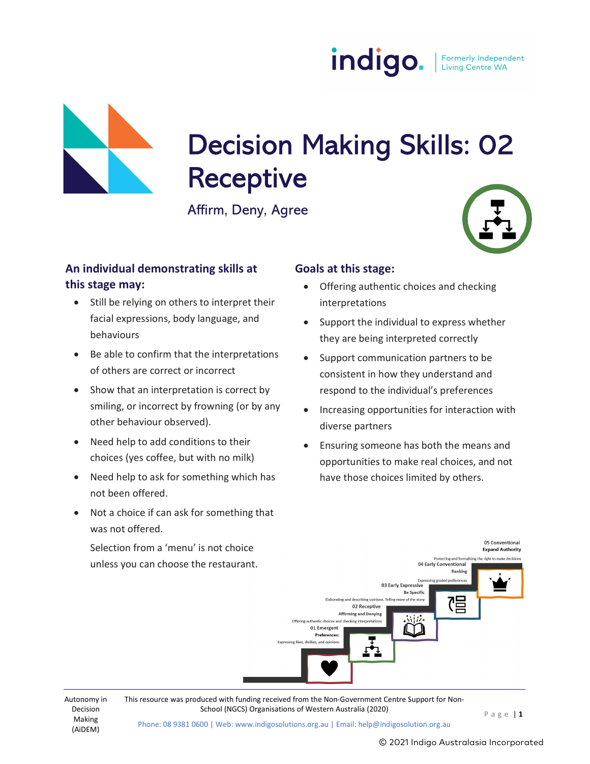# Decision Making Skills: 02 Receptive

Affirm, Deny, Agree

## An individual demonstrating skills at this stage may:

- Still be relying on others to interpret their facial expressions, body language, and behaviours
- Be able to confirm that the interpretations of others are correct or incorrect
- Show that an interpretation is correct by smiling, or incorrect by frowning (or by any other behaviour observed).
- Need help to add conditions to their choices (yes coffee, but with no milk)
- Need help to ask for something which has not been offered.
- Not a choice if can ask for something that was not offered.

  Selection from a 'menu' is not choice unless you can choose the restaurant.

## Goals at this stage:

- Offering authentic choices and checking interpretations
- Support the individual to express whether they are being interpreted correctly
- Support communication partners to be consistent in how they understand and respond to the individual's preferences
- Increasing opportunities for interaction with diverse partners
- Ensuring someone has both the means and opportunities to make real choices, and not have those choices limited by others.

05 Conventional
Expand Authority
Protecting and formalising the right to make decisions

04 Early Conventional
Ranking
Expressing graded preferences

03 Early Expressive
Be Specific
Elaborating and describing opinions. Telling more of the story

02 Receptive
Affirming and Denying
Offering authentic choices and checking interpretations

01 Emergent
Preferences:
Expressing likes, dislikes, and opinions

Autonomy in Decision Making (AiDEM)

This resource was produced with funding received from the Non-Government Centre Support for Non-School (NGCS) Organisations of Western Australia (2020)

Phone: 08 9381 0600 | Web: www.indigosolutions.org.au | Email: help@indigosolution.org.au

© 2021 Indigo Australasia Incorporated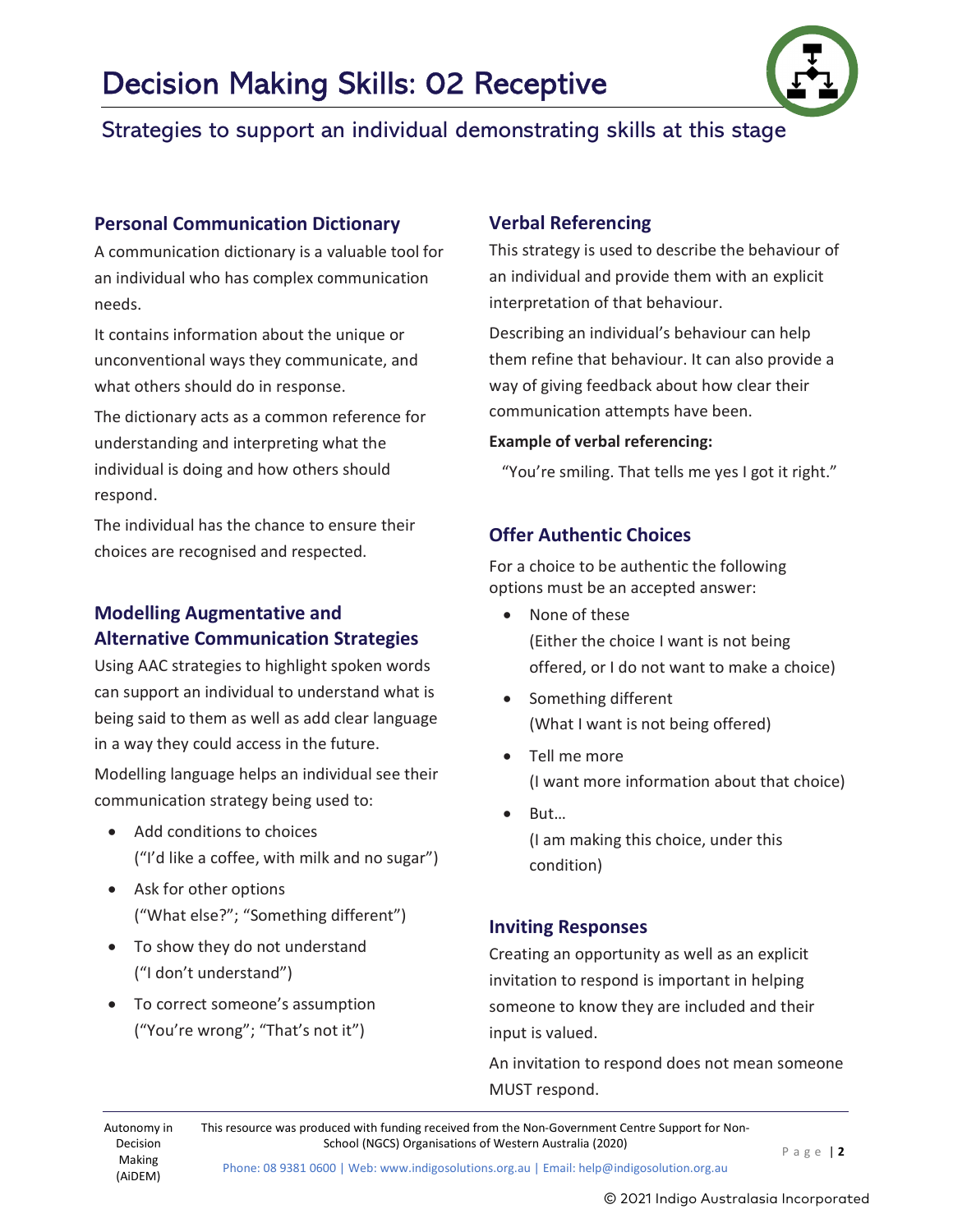# Decision Making Skills: 02 Receptive

## Strategies to support an individual demonstrating skills at this stage

### Personal Communication Dictionary

A communication dictionary is a valuable tool for an individual who has complex communication needs.

It contains information about the unique or unconventional ways they communicate, and what others should do in response.

The dictionary acts as a common reference for understanding and interpreting what the individual is doing and how others should respond.

The individual has the chance to ensure their choices are recognised and respected.

### Modelling Augmentative and Alternative Communication Strategies

Using AAC strategies to highlight spoken words can support an individual to understand what is being said to them as well as add clear language in a way they could access in the future.

Modelling language helps an individual see their communication strategy being used to:

- Add conditions to choices
  ("I'd like a coffee, with milk and no sugar")
- Ask for other options
  ("What else?"; "Something different")
- To show they do not understand
  ("I don't understand")
- To correct someone's assumption
  ("You're wrong"; "That's not it")

### Verbal Referencing

This strategy is used to describe the behaviour of an individual and provide them with an explicit interpretation of that behaviour.

Describing an individual's behaviour can help them refine that behaviour. It can also provide a way of giving feedback about how clear their communication attempts have been.

**Example of verbal referencing:**

"You're smiling. That tells me yes I got it right."

### Offer Authentic Choices

For a choice to be authentic the following options must be an accepted answer:

- None of these
  (Either the choice I want is not being offered, or I do not want to make a choice)
- Something different
  (What I want is not being offered)
- Tell me more
  (I want more information about that choice)
- But…
  (I am making this choice, under this condition)

### Inviting Responses

Creating an opportunity as well as an explicit invitation to respond is important in helping someone to know they are included and their input is valued.

An invitation to respond does not mean someone MUST respond.

Autonomy in Decision Making (AiDEM)

This resource was produced with funding received from the Non-Government Centre Support for Non-School (NGCS) Organisations of Western Australia (2020)

Phone: 08 9381 0600 | Web: www.indigosolutions.org.au | Email: help@indigosolution.org.au

© 2021 Indigo Australasia Incorporated